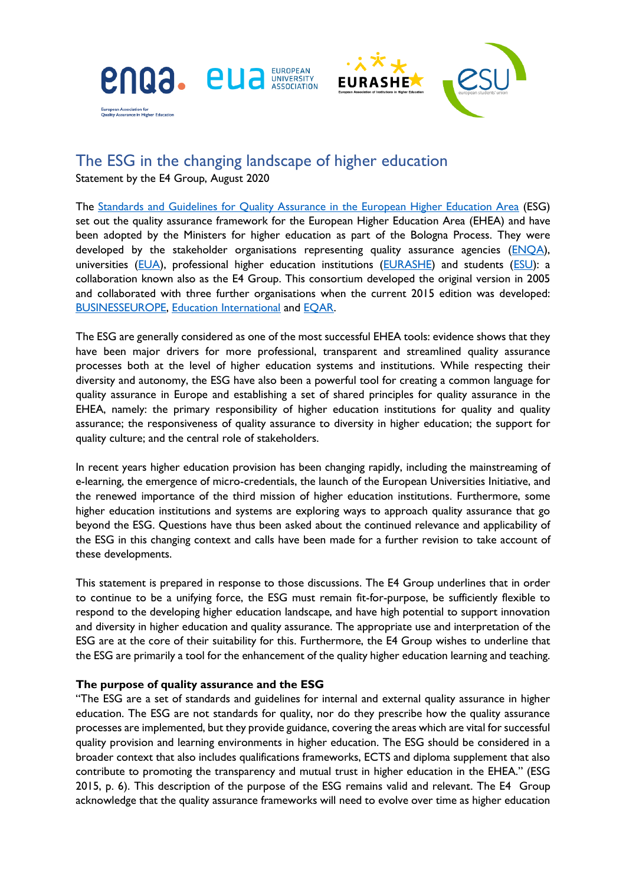# The ESG in the changing landscape of higher education

Statement by the E4 Group, August 2020

The Standards and Guidelines for Quality Assurance in the European Higher Education Area (ESG) set out the quality assurance framework for the European Higher Education Area (EHEA) and have been adopted by the Ministers for higher education as part of the Bologna Process. They were developed by the stakeholder organisations representing quality assurance agencies (ENQA), universities (EUA), professional higher education institutions (EURASHE) and students (ESU): a collaboration known also as the E4 Group. This consortium developed the original version in 2005 and collaborated with three further organisations when the current 2015 edition was developed: BUSINESSEUROPE, Education International and EQAR.

The ESG are generally considered as one of the most successful EHEA tools: evidence shows that they have been major drivers for more professional, transparent and streamlined quality assurance processes both at the level of higher education systems and institutions. While respecting their diversity and autonomy, the ESG have also been a powerful tool for creating a common language for quality assurance in Europe and establishing a set of shared principles for quality assurance in the EHEA, namely: the primary responsibility of higher education institutions for quality and quality assurance; the responsiveness of quality assurance to diversity in higher education; the support for quality culture; and the central role of stakeholders.

In recent years higher education provision has been changing rapidly, including the mainstreaming of e-learning, the emergence of micro-credentials, the launch of the European Universities Initiative, and the renewed importance of the third mission of higher education institutions. Furthermore, some higher education institutions and systems are exploring ways to approach quality assurance that go beyond the ESG. Questions have thus been asked about the continued relevance and applicability of the ESG in this changing context and calls have been made for a further revision to take account of these developments.

This statement is prepared in response to those discussions. The E4 Group underlines that in order to continue to be a unifying force, the ESG must remain fit-for-purpose, be sufficiently flexible to respond to the developing higher education landscape, and have high potential to support innovation and diversity in higher education and quality assurance. The appropriate use and interpretation of the ESG are at the core of their suitability for this. Furthermore, the E4 Group wishes to underline that the ESG are primarily a tool for the enhancement of the quality higher education learning and teaching.

**The purpose of quality assurance and the ESG**

"The ESG are a set of standards and guidelines for internal and external quality assurance in higher education. The ESG are not standards for quality, nor do they prescribe how the quality assurance processes are implemented, but they provide guidance, covering the areas which are vital for successful quality provision and learning environments in higher education. The ESG should be considered in a broader context that also includes qualifications frameworks, ECTS and diploma supplement that also contribute to promoting the transparency and mutual trust in higher education in the EHEA." (ESG 2015, p. 6). This description of the purpose of the ESG remains valid and relevant. The E4 Group acknowledge that the quality assurance frameworks will need to evolve over time as higher education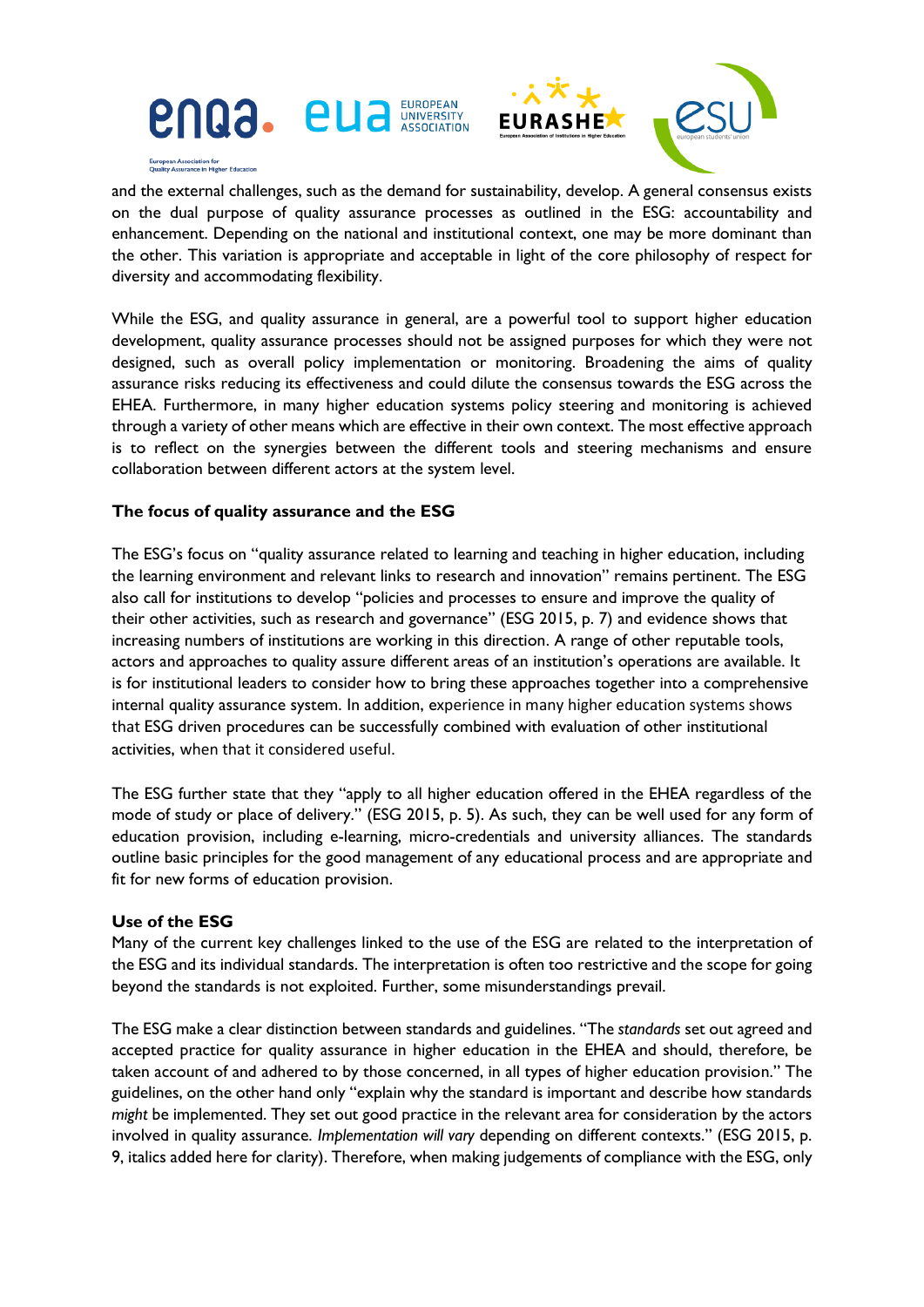and the external challenges, such as the demand for sustainability, develop. A general consensus exists on the dual purpose of quality assurance processes as outlined in the ESG: accountability and enhancement. Depending on the national and institutional context, one may be more dominant than the other. This variation is appropriate and acceptable in light of the core philosophy of respect for diversity and accommodating flexibility.

While the ESG, and quality assurance in general, are a powerful tool to support higher education development, quality assurance processes should not be assigned purposes for which they were not designed, such as overall policy implementation or monitoring. Broadening the aims of quality assurance risks reducing its effectiveness and could dilute the consensus towards the ESG across the EHEA. Furthermore, in many higher education systems policy steering and monitoring is achieved through a variety of other means which are effective in their own context. The most effective approach is to reflect on the synergies between the different tools and steering mechanisms and ensure collaboration between different actors at the system level.

**The focus of quality assurance and the ESG**

The ESG's focus on "quality assurance related to learning and teaching in higher education, including the learning environment and relevant links to research and innovation" remains pertinent. The ESG also call for institutions to develop "policies and processes to ensure and improve the quality of their other activities, such as research and governance" (ESG 2015, p. 7) and evidence shows that increasing numbers of institutions are working in this direction. A range of other reputable tools, actors and approaches to quality assure different areas of an institution's operations are available. It is for institutional leaders to consider how to bring these approaches together into a comprehensive internal quality assurance system. In addition, experience in many higher education systems shows that ESG driven procedures can be successfully combined with evaluation of other institutional activities, when that it considered useful.

The ESG further state that they "apply to all higher education offered in the EHEA regardless of the mode of study or place of delivery." (ESG 2015, p. 5). As such, they can be well used for any form of education provision, including e-learning, micro-credentials and university alliances. The standards outline basic principles for the good management of any educational process and are appropriate and fit for new forms of education provision.

**Use of the ESG**

Many of the current key challenges linked to the use of the ESG are related to the interpretation of the ESG and its individual standards. The interpretation is often too restrictive and the scope for going beyond the standards is not exploited. Further, some misunderstandings prevail.

The ESG make a clear distinction between standards and guidelines. "The *standards* set out agreed and accepted practice for quality assurance in higher education in the EHEA and should, therefore, be taken account of and adhered to by those concerned, in all types of higher education provision." The guidelines, on the other hand only "explain why the standard is important and describe how standards *might* be implemented. They set out good practice in the relevant area for consideration by the actors involved in quality assurance. *Implementation will vary* depending on different contexts." (ESG 2015, p. 9, italics added here for clarity). Therefore, when making judgements of compliance with the ESG, only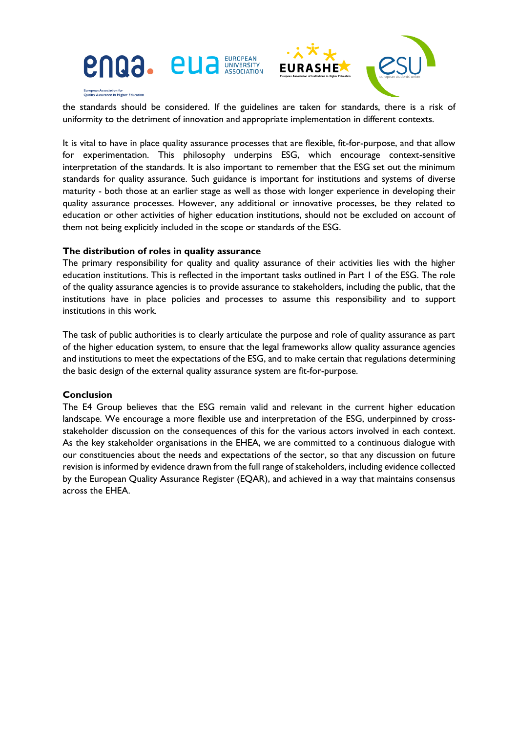the standards should be considered. If the guidelines are taken for standards, there is a risk of uniformity to the detriment of innovation and appropriate implementation in different contexts.

It is vital to have in place quality assurance processes that are flexible, fit-for-purpose, and that allow for experimentation. This philosophy underpins ESG, which encourage context-sensitive interpretation of the standards. It is also important to remember that the ESG set out the minimum standards for quality assurance. Such guidance is important for institutions and systems of diverse maturity - both those at an earlier stage as well as those with longer experience in developing their quality assurance processes. However, any additional or innovative processes, be they related to education or other activities of higher education institutions, should not be excluded on account of them not being explicitly included in the scope or standards of the ESG.

**The distribution of roles in quality assurance**

The primary responsibility for quality and quality assurance of their activities lies with the higher education institutions. This is reflected in the important tasks outlined in Part 1 of the ESG. The role of the quality assurance agencies is to provide assurance to stakeholders, including the public, that the institutions have in place policies and processes to assume this responsibility and to support institutions in this work.

The task of public authorities is to clearly articulate the purpose and role of quality assurance as part of the higher education system, to ensure that the legal frameworks allow quality assurance agencies and institutions to meet the expectations of the ESG, and to make certain that regulations determining the basic design of the external quality assurance system are fit-for-purpose.

**Conclusion**

The E4 Group believes that the ESG remain valid and relevant in the current higher education landscape. We encourage a more flexible use and interpretation of the ESG, underpinned by cross-stakeholder discussion on the consequences of this for the various actors involved in each context. As the key stakeholder organisations in the EHEA, we are committed to a continuous dialogue with our constituencies about the needs and expectations of the sector, so that any discussion on future revision is informed by evidence drawn from the full range of stakeholders, including evidence collected by the European Quality Assurance Register (EQAR), and achieved in a way that maintains consensus across the EHEA.